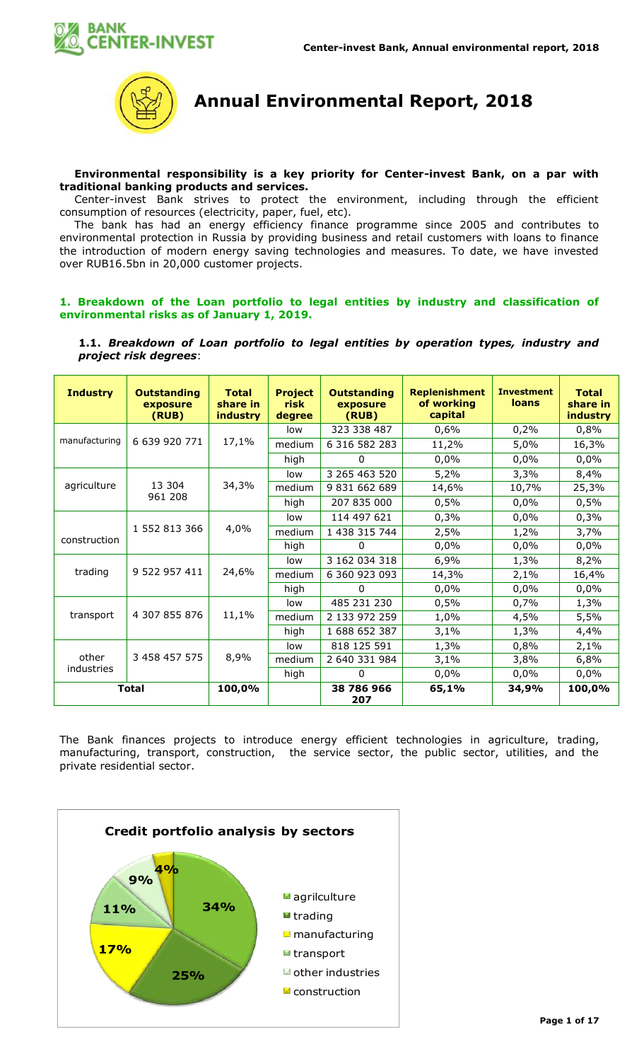# Annual Environmental Report, 2018

**Environmental responsibility is a key priority for Center-invest Bank, on a par with traditional banking products and services.**

Center-invest Bank strives to protect the environment, including through the efficient consumption of resources (electricity, paper, fuel, etc).

The bank has had an energy efficiency finance programme since 2005 and contributes to environmental protection in Russia by providing business and retail customers with loans to finance the introduction of modern energy saving technologies and measures. To date, we have invested over RUB16.5bn in 20,000 customer projects.

## 1. Breakdown of the Loan portfolio to legal entities by industry and classification of environmental risks as of January 1, 2019.

### 1.1. *Breakdown of Loan portfolio to legal entities by operation types, industry and project risk degrees*:

| Industry | Outstanding exposure (RUB) | Total share in industry | Project risk degree | Outstanding exposure (RUB) | Replenishment of working capital | Investment loans | Total share in industry |
|---|---|---|---|---|---|---|---|
| manufacturing | 6 639 920 771 | 17,1% | low | 323 338 487 | 0,6% | 0,2% | 0,8% |
| | | | medium | 6 316 582 283 | 11,2% | 5,0% | 16,3% |
| | | | high | 0 | 0,0% | 0,0% | 0,0% |
| agriculture | 13 304 961 208 | 34,3% | low | 3 265 463 520 | 5,2% | 3,3% | 8,4% |
| | | | medium | 9 831 662 689 | 14,6% | 10,7% | 25,3% |
| | | | high | 207 835 000 | 0,5% | 0,0% | 0,5% |
| construction | 1 552 813 366 | 4,0% | low | 114 497 621 | 0,3% | 0,0% | 0,3% |
| | | | medium | 1 438 315 744 | 2,5% | 1,2% | 3,7% |
| | | | high | 0 | 0,0% | 0,0% | 0,0% |
| trading | 9 522 957 411 | 24,6% | low | 3 162 034 318 | 6,9% | 1,3% | 8,2% |
| | | | medium | 6 360 923 093 | 14,3% | 2,1% | 16,4% |
| | | | high | 0 | 0,0% | 0,0% | 0,0% |
| transport | 4 307 855 876 | 11,1% | low | 485 231 230 | 0,5% | 0,7% | 1,3% |
| | | | medium | 2 133 972 259 | 1,0% | 4,5% | 5,5% |
| | | | high | 1 688 652 387 | 3,1% | 1,3% | 4,4% |
| other industries | 3 458 457 575 | 8,9% | low | 818 125 591 | 1,3% | 0,8% | 2,1% |
| | | | medium | 2 640 331 984 | 3,1% | 3,8% | 6,8% |
| | | | high | 0 | 0,0% | 0,0% | 0,0% |
| **Total** | | **100,0%** | | **38 786 966 207** | **65,1%** | **34,9%** | **100,0%** |

The Bank finances projects to introduce energy efficient technologies in agriculture, trading, manufacturing, transport, construction, the service sector, the public sector, utilities, and the private residential sector.

**Credit portfolio analysis by sectors**

- agrilculture – 34%
- trading – 25%
- manufacturing – 17%
- transport – 11%
- other industries – 9%
- construction – 4%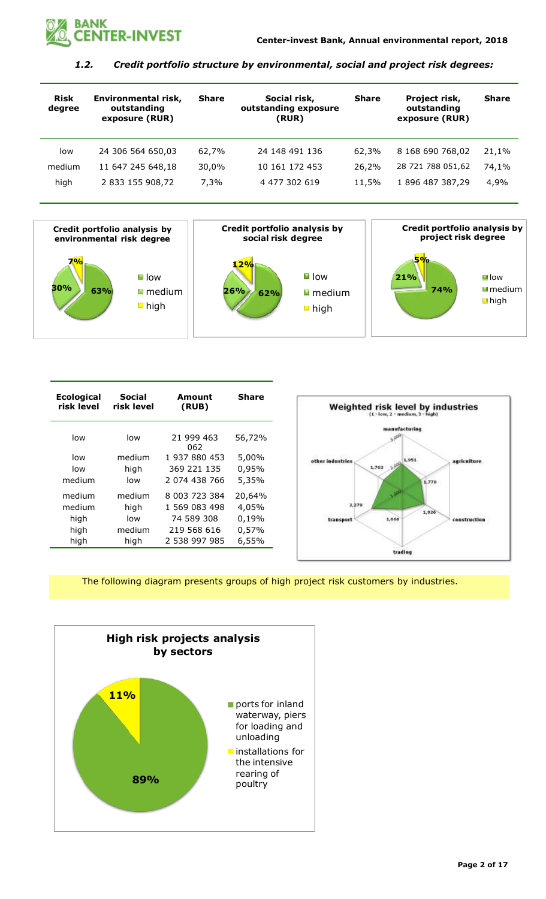### *1.2. Credit portfolio structure by environmental, social and project risk degrees:*

| Risk degree | Environmental risk, outstanding exposure (RUR) | Share | Social risk, outstanding exposure (RUR) | Share | Project risk, outstanding exposure (RUR) | Share |
|---|---|---|---|---|---|---|
| low | 24 306 564 650,03 | 62,7% | 24 148 491 136 | 62,3% | 8 168 690 768,02 | 21,1% |
| medium | 11 647 245 648,18 | 30,0% | 10 161 172 453 | 26,2% | 28 721 788 051,62 | 74,1% |
| high | 2 833 155 908,72 | 7,3% | 4 477 302 619 | 11,5% | 1 896 487 387,29 | 4,9% |

**Credit portfolio analysis by environmental risk degree**

- low: 63%
- medium: 30%
- high: 7%

**Credit portfolio analysis by social risk degree**

- low: 62%
- medium: 26%
- high: 12%

**Credit portfolio analysis by project risk degree**

- low: 21%
- medium: 74%
- high: 5%

| Ecological risk level | Social risk level | Amount (RUB) | Share |
|---|---|---|---|
| low | low | 21 999 463 062 | 56,72% |
| low | medium | 1 937 880 453 | 5,00% |
| low | high | 369 221 135 | 0,95% |
| medium | low | 2 074 438 766 | 5,35% |
| medium | medium | 8 003 723 384 | 20,64% |
| medium | high | 1 569 083 498 | 4,05% |
| high | low | 74 589 308 | 0,19% |
| high | medium | 219 568 616 | 0,57% |
| high | high | 2 538 997 985 | 6,55% |

**Weighted risk level by industries**
(1 - low, 2 - medium, 3 - high)

- manufacturing: 1,951
- agriculture: 1,770
- construction: 1,926
- trading: 1,668
- transport: 2,279
- other industries: 1,763

The following diagram presents groups of high project risk customers by industries.

**High risk projects analysis by sectors**

- ports for inland waterway, piers for loading and unloading: 89%
- installations for the intensive rearing of poultry: 11%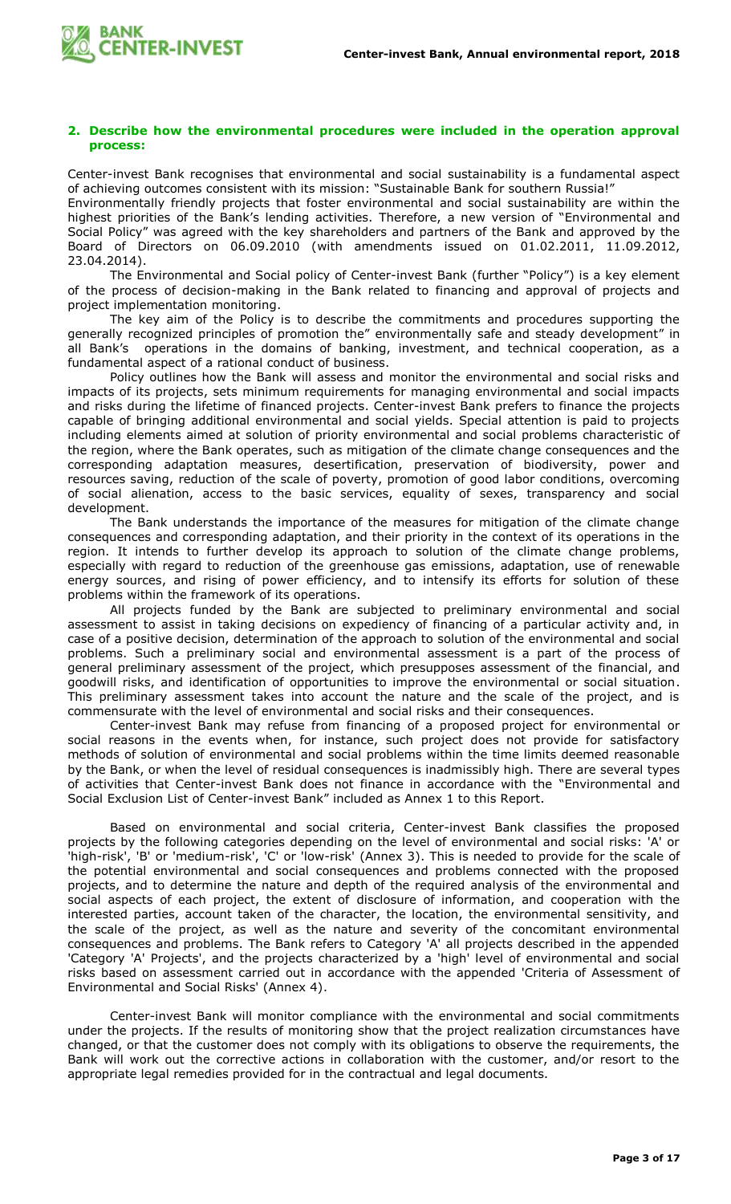## 2. Describe how the environmental procedures were included in the operation approval process:

Center-invest Bank recognises that environmental and social sustainability is a fundamental aspect of achieving outcomes consistent with its mission: "Sustainable Bank for southern Russia!"
Environmentally friendly projects that foster environmental and social sustainability are within the highest priorities of the Bank's lending activities. Therefore, a new version of "Environmental and Social Policy" was agreed with the key shareholders and partners of the Bank and approved by the Board of Directors on 06.09.2010 (with amendments issued on 01.02.2011, 11.09.2012, 23.04.2014).

The Environmental and Social policy of Center-invest Bank (further "Policy") is a key element of the process of decision-making in the Bank related to financing and approval of projects and project implementation monitoring.

The key aim of the Policy is to describe the commitments and procedures supporting the generally recognized principles of promotion the" environmentally safe and steady development" in all Bank's operations in the domains of banking, investment, and technical cooperation, as a fundamental aspect of a rational conduct of business.

Policy outlines how the Bank will assess and monitor the environmental and social risks and impacts of its projects, sets minimum requirements for managing environmental and social impacts and risks during the lifetime of financed projects. Center-invest Bank prefers to finance the projects capable of bringing additional environmental and social yields. Special attention is paid to projects including elements aimed at solution of priority environmental and social problems characteristic of the region, where the Bank operates, such as mitigation of the climate change consequences and the corresponding adaptation measures, desertification, preservation of biodiversity, power and resources saving, reduction of the scale of poverty, promotion of good labor conditions, overcoming of social alienation, access to the basic services, equality of sexes, transparency and social development.

The Bank understands the importance of the measures for mitigation of the climate change consequences and corresponding adaptation, and their priority in the context of its operations in the region. It intends to further develop its approach to solution of the climate change problems, especially with regard to reduction of the greenhouse gas emissions, adaptation, use of renewable energy sources, and rising of power efficiency, and to intensify its efforts for solution of these problems within the framework of its operations.

All projects funded by the Bank are subjected to preliminary environmental and social assessment to assist in taking decisions on expediency of financing of a particular activity and, in case of a positive decision, determination of the approach to solution of the environmental and social problems. Such a preliminary social and environmental assessment is a part of the process of general preliminary assessment of the project, which presupposes assessment of the financial, and goodwill risks, and identification of opportunities to improve the environmental or social situation. This preliminary assessment takes into account the nature and the scale of the project, and is commensurate with the level of environmental and social risks and their consequences.

Center-invest Bank may refuse from financing of a proposed project for environmental or social reasons in the events when, for instance, such project does not provide for satisfactory methods of solution of environmental and social problems within the time limits deemed reasonable by the Bank, or when the level of residual consequences is inadmissibly high. There are several types of activities that Center-invest Bank does not finance in accordance with the "Environmental and Social Exclusion List of Center-invest Bank" included as Annex 1 to this Report.

Based on environmental and social criteria, Center-invest Bank classifies the proposed projects by the following categories depending on the level of environmental and social risks: 'A' or 'high-risk', 'B' or 'medium-risk', 'C' or 'low-risk' (Annex 3). This is needed to provide for the scale of the potential environmental and social consequences and problems connected with the proposed projects, and to determine the nature and depth of the required analysis of the environmental and social aspects of each project, the extent of disclosure of information, and cooperation with the interested parties, account taken of the character, the location, the environmental sensitivity, and the scale of the project, as well as the nature and severity of the concomitant environmental consequences and problems. The Bank refers to Category 'A' all projects described in the appended 'Category 'A' Projects', and the projects characterized by a 'high' level of environmental and social risks based on assessment carried out in accordance with the appended 'Criteria of Assessment of Environmental and Social Risks' (Annex 4).

Center-invest Bank will monitor compliance with the environmental and social commitments under the projects. If the results of monitoring show that the project realization circumstances have changed, or that the customer does not comply with its obligations to observe the requirements, the Bank will work out the corrective actions in collaboration with the customer, and/or resort to the appropriate legal remedies provided for in the contractual and legal documents.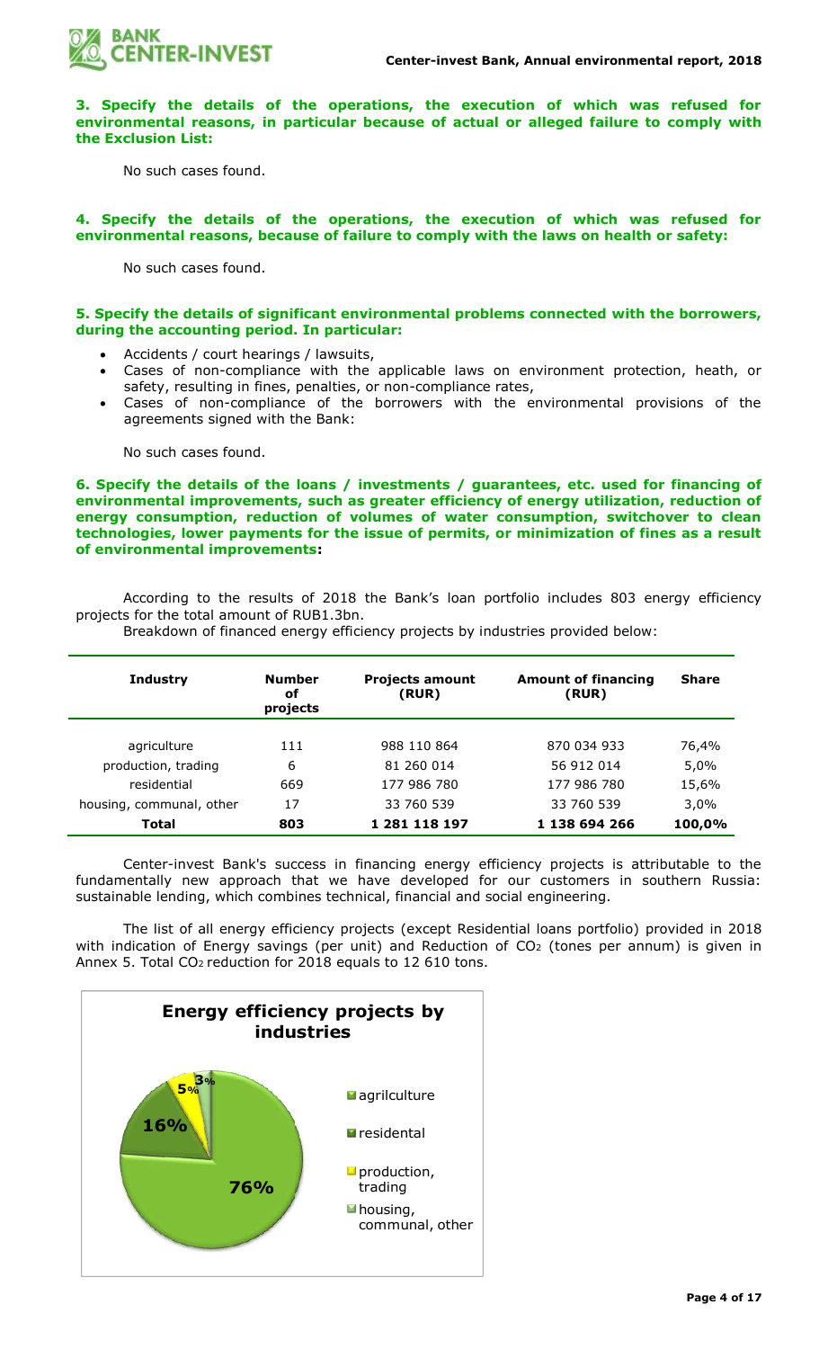**3. Specify the details of the operations, the execution of which was refused for environmental reasons, in particular because of actual or alleged failure to comply with the Exclusion List:**

No such cases found.

**4. Specify the details of the operations, the execution of which was refused for environmental reasons, because of failure to comply with the laws on health or safety:**

No such cases found.

**5. Specify the details of significant environmental problems connected with the borrowers, during the accounting period. In particular:**

- Accidents / court hearings / lawsuits,
- Cases of non-compliance with the applicable laws on environment protection, heath, or safety, resulting in fines, penalties, or non-compliance rates,
- Cases of non-compliance of the borrowers with the environmental provisions of the agreements signed with the Bank:

No such cases found.

**6. Specify the details of the loans / investments / guarantees, etc. used for financing of environmental improvements, such as greater efficiency of energy utilization, reduction of energy consumption, reduction of volumes of water consumption, switchover to clean technologies, lower payments for the issue of permits, or minimization of fines as a result of environmental improvements:**

According to the results of 2018 the Bank's loan portfolio includes 803 energy efficiency projects for the total amount of RUB1.3bn.

Breakdown of financed energy efficiency projects by industries provided below:

| Industry | Number of projects | Projects amount (RUR) | Amount of financing (RUR) | Share |
|---|---|---|---|---|
| agriculture | 111 | 988 110 864 | 870 034 933 | 76,4% |
| production, trading | 6 | 81 260 014 | 56 912 014 | 5,0% |
| residential | 669 | 177 986 780 | 177 986 780 | 15,6% |
| housing, communal, other | 17 | 33 760 539 | 33 760 539 | 3,0% |
| **Total** | **803** | **1 281 118 197** | **1 138 694 266** | **100,0%** |

Center-invest Bank's success in financing energy efficiency projects is attributable to the fundamentally new approach that we have developed for our customers in southern Russia: sustainable lending, which combines technical, financial and social engineering.

The list of all energy efficiency projects (except Residential loans portfolio) provided in 2018 with indication of Energy savings (per unit) and Reduction of $CO_2$ (tones per annum) is given in Annex 5. Total $CO_2$ reduction for 2018 equals to 12 610 tons.

**Energy efficiency projects by industries**

- agrilculture: 76%
- residental: 16%
- production, trading: 5%
- housing, communal, other: 3%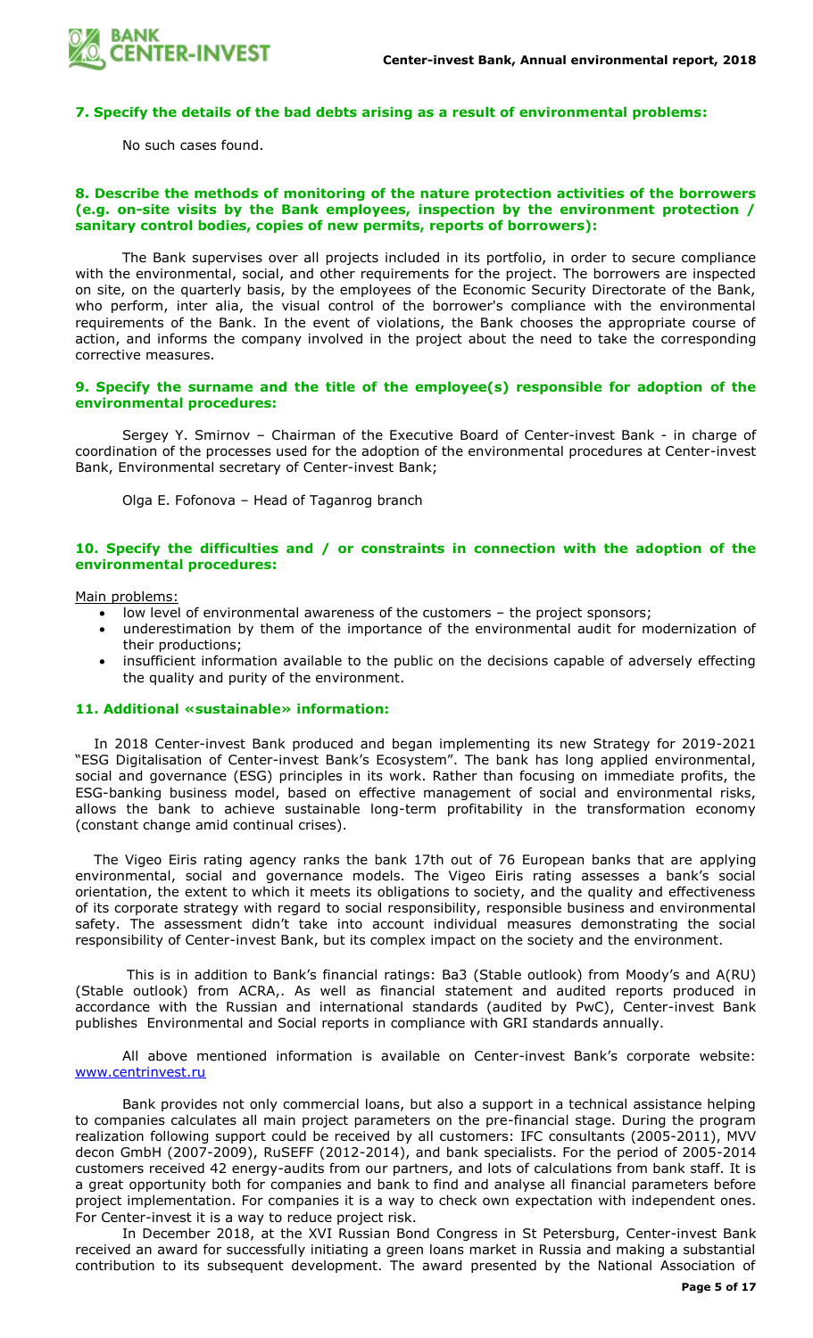**7. Specify the details of the bad debts arising as a result of environmental problems:**

No such cases found.

**8. Describe the methods of monitoring of the nature protection activities of the borrowers (e.g. on-site visits by the Bank employees, inspection by the environment protection / sanitary control bodies, copies of new permits, reports of borrowers):**

The Bank supervises over all projects included in its portfolio, in order to secure compliance with the environmental, social, and other requirements for the project. The borrowers are inspected on site, on the quarterly basis, by the employees of the Economic Security Directorate of the Bank, who perform, inter alia, the visual control of the borrower's compliance with the environmental requirements of the Bank. In the event of violations, the Bank chooses the appropriate course of action, and informs the company involved in the project about the need to take the corresponding corrective measures.

**9. Specify the surname and the title of the employee(s) responsible for adoption of the environmental procedures:**

Sergey Y. Smirnov – Chairman of the Executive Board of Center-invest Bank - in charge of coordination of the processes used for the adoption of the environmental procedures at Center-invest Bank, Environmental secretary of Center-invest Bank;

Olga E. Fofonova – Head of Taganrog branch

**10. Specify the difficulties and / or constraints in connection with the adoption of the environmental procedures:**

Main problems:

- low level of environmental awareness of the customers – the project sponsors;
- underestimation by them of the importance of the environmental audit for modernization of their productions;
- insufficient information available to the public on the decisions capable of adversely effecting the quality and purity of the environment.

**11. Additional «sustainable» information:**

In 2018 Center-invest Bank produced and began implementing its new Strategy for 2019-2021 "ESG Digitalisation of Center-invest Bank's Ecosystem". The bank has long applied environmental, social and governance (ESG) principles in its work. Rather than focusing on immediate profits, the ESG-banking business model, based on effective management of social and environmental risks, allows the bank to achieve sustainable long-term profitability in the transformation economy (constant change amid continual crises).

The Vigeo Eiris rating agency ranks the bank 17th out of 76 European banks that are applying environmental, social and governance models. The Vigeo Eiris rating assesses a bank's social orientation, the extent to which it meets its obligations to society, and the quality and effectiveness of its corporate strategy with regard to social responsibility, responsible business and environmental safety. The assessment didn't take into account individual measures demonstrating the social responsibility of Center-invest Bank, but its complex impact on the society and the environment.

This is in addition to Bank's financial ratings: Ba3 (Stable outlook) from Moody's and A(RU) (Stable outlook) from ACRA,. As well as financial statement and audited reports produced in accordance with the Russian and international standards (audited by PwC), Center-invest Bank publishes Environmental and Social reports in compliance with GRI standards annually.

All above mentioned information is available on Center-invest Bank's corporate website: www.centrinvest.ru

Bank provides not only commercial loans, but also a support in a technical assistance helping to companies calculates all main project parameters on the pre-financial stage. During the program realization following support could be received by all customers: IFC consultants (2005-2011), MVV decon GmbH (2007-2009), RuSEFF (2012-2014), and bank specialists. For the period of 2005-2014 customers received 42 energy-audits from our partners, and lots of calculations from bank staff. It is a great opportunity both for companies and bank to find and analyse all financial parameters before project implementation. For companies it is a way to check own expectation with independent ones. For Center-invest it is a way to reduce project risk.

In December 2018, at the XVI Russian Bond Congress in St Petersburg, Center-invest Bank received an award for successfully initiating a green loans market in Russia and making a substantial contribution to its subsequent development. The award presented by the National Association of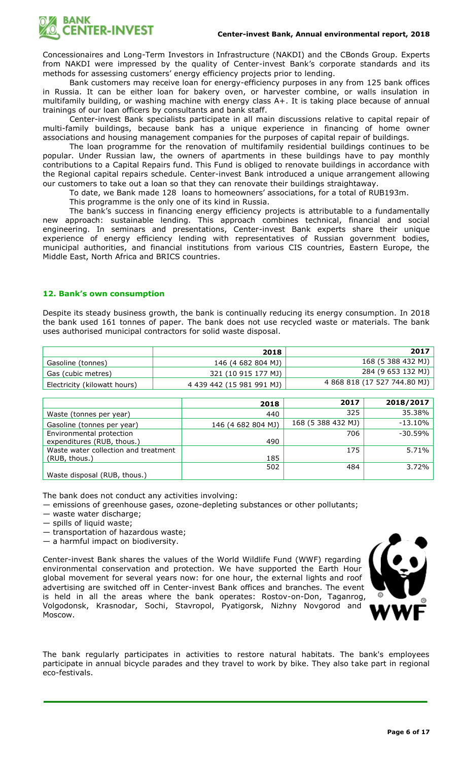Concessionaires and Long-Term Investors in Infrastructure (NAKDI) and the CBonds Group. Experts from NAKDI were impressed by the quality of Center-invest Bank's corporate standards and its methods for assessing customers' energy efficiency projects prior to lending.

Bank customers may receive loan for energy-efficiency purposes in any from 125 bank offices in Russia. It can be either loan for bakery oven, or harvester combine, or walls insulation in multifamily building, or washing machine with energy class A+. It is taking place because of annual trainings of our loan officers by consultants and bank staff.

Center-invest Bank specialists participate in all main discussions relative to capital repair of multi-family buildings, because bank has a unique experience in financing of home owner associations and housing management companies for the purposes of capital repair of buildings.

The loan programme for the renovation of multifamily residential buildings continues to be popular. Under Russian law, the owners of apartments in these buildings have to pay monthly contributions to a Capital Repairs fund. This Fund is obliged to renovate buildings in accordance with the Regional capital repairs schedule. Center-invest Bank introduced a unique arrangement allowing our customers to take out a loan so that they can renovate their buildings straightaway.

To date, we Bank made 128 loans to homeowners' associations, for a total of RUB193m.

This programme is the only one of its kind in Russia.

The bank's success in financing energy efficiency projects is attributable to a fundamentally new approach: sustainable lending. This approach combines technical, financial and social engineering. In seminars and presentations, Center-invest Bank experts share their unique experience of energy efficiency lending with representatives of Russian government bodies, municipal authorities, and financial institutions from various CIS countries, Eastern Europe, the Middle East, North Africa and BRICS countries.

## 12. Bank's own consumption

Despite its steady business growth, the bank is continually reducing its energy consumption. In 2018 the bank used 161 tonnes of paper. The bank does not use recycled waste or materials. The bank uses authorised municipal contractors for solid waste disposal.

| | 2018 | 2017 |
|---|---|---|
| Gasoline (tonnes) | 146 (4 682 804 MJ) | 168 (5 388 432 MJ) |
| Gas (cubic metres) | 321 (10 915 177 MJ) | 284 (9 653 132 MJ) |
| Electricity (kilowatt hours) | 4 439 442 (15 981 991 MJ) | 4 868 818 (17 527 744.80 MJ) |

| | 2018 | 2017 | 2018/2017 |
|---|---|---|---|
| Waste (tonnes per year) | 440 | 325 | 35.38% |
| Gasoline (tonnes per year) | 146 (4 682 804 MJ) | 168 (5 388 432 MJ) | -13.10% |
| Environmental protection expenditures (RUB, thous.) | 490 | 706 | -30.59% |
| Waste water collection and treatment (RUB, thous.) | 185 | 175 | 5.71% |
| Waste disposal (RUB, thous.) | 502 | 484 | 3.72% |

The bank does not conduct any activities involving:

— emissions of greenhouse gases, ozone-depleting substances or other pollutants;
— waste water discharge;
— spills of liquid waste;
— transportation of hazardous waste;
— a harmful impact on biodiversity.

Center-invest Bank shares the values of the World Wildlife Fund (WWF) regarding environmental conservation and protection. We have supported the Earth Hour global movement for several years now: for one hour, the external lights and roof advertising are switched off in Center-invest Bank offices and branches. The event is held in all the areas where the bank operates: Rostov-on-Don, Taganrog, Volgodonsk, Krasnodar, Sochi, Stavropol, Pyatigorsk, Nizhny Novgorod and Moscow.

The bank regularly participates in activities to restore natural habitats. The bank's employees participate in annual bicycle parades and they travel to work by bike. They also take part in regional eco-festivals.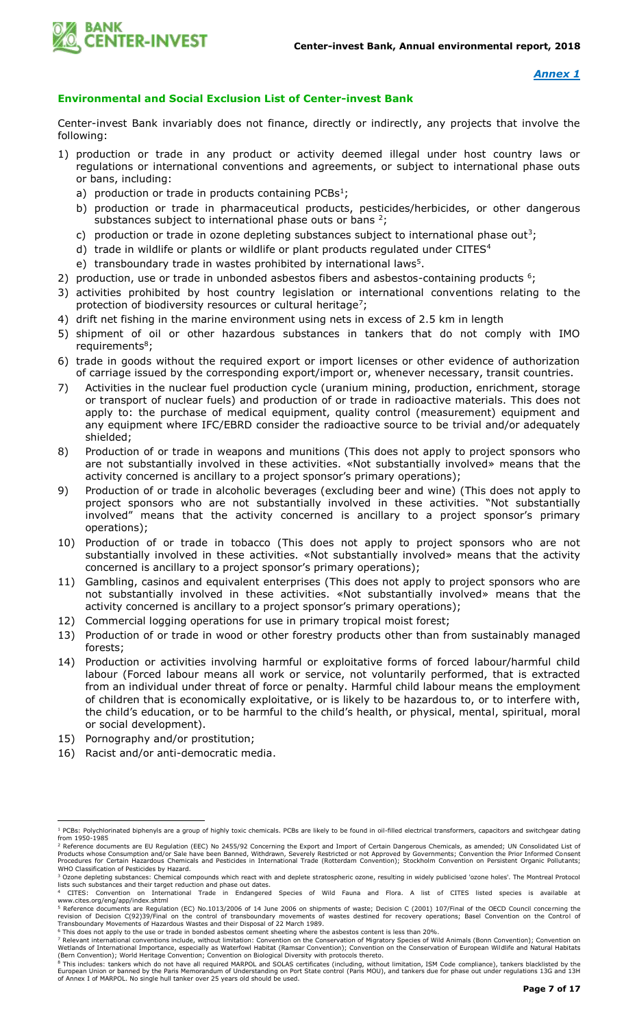*Annex 1*

**Environmental and Social Exclusion List of Center-invest Bank**

Center-invest Bank invariably does not finance, directly or indirectly, any projects that involve the following:

1) production or trade in any product or activity deemed illegal under host country laws or regulations or international conventions and agreements, or subject to international phase outs or bans, including:
   a) production or trade in products containing PCBs[1];
   b) production or trade in pharmaceutical products, pesticides/herbicides, or other dangerous substances subject to international phase outs or bans [2];
   c) production or trade in ozone depleting substances subject to international phase out[3];
   d) trade in wildlife or plants or wildlife or plant products regulated under CITES[4]
   e) transboundary trade in wastes prohibited by international laws[5].
2) production, use or trade in unbonded asbestos fibers and asbestos-containing products [6];
3) activities prohibited by host country legislation or international conventions relating to the protection of biodiversity resources or cultural heritage[7];
4) drift net fishing in the marine environment using nets in excess of 2.5 km in length
5) shipment of oil or other hazardous substances in tankers that do not comply with IMO requirements[8];
6) trade in goods without the required export or import licenses or other evidence of authorization of carriage issued by the corresponding export/import or, whenever necessary, transit countries.
7) Activities in the nuclear fuel production cycle (uranium mining, production, enrichment, storage or transport of nuclear fuels) and production of or trade in radioactive materials. This does not apply to: the purchase of medical equipment, quality control (measurement) equipment and any equipment where IFC/EBRD consider the radioactive source to be trivial and/or adequately shielded;
8) Production of or trade in weapons and munitions (This does not apply to project sponsors who are not substantially involved in these activities. «Not substantially involved» means that the activity concerned is ancillary to a project sponsor's primary operations);
9) Production of or trade in alcoholic beverages (excluding beer and wine) (This does not apply to project sponsors who are not substantially involved in these activities. "Not substantially involved" means that the activity concerned is ancillary to a project sponsor's primary operations);
10) Production of or trade in tobacco (This does not apply to project sponsors who are not substantially involved in these activities. «Not substantially involved» means that the activity concerned is ancillary to a project sponsor's primary operations);
11) Gambling, casinos and equivalent enterprises (This does not apply to project sponsors who are not substantially involved in these activities. «Not substantially involved» means that the activity concerned is ancillary to a project sponsor's primary operations);
12) Commercial logging operations for use in primary tropical moist forest;
13) Production of or trade in wood or other forestry products other than from sustainably managed forests;
14) Production or activities involving harmful or exploitative forms of forced labour/harmful child labour (Forced labour means all work or service, not voluntarily performed, that is extracted from an individual under threat of force or penalty. Harmful child labour means the employment of children that is economically exploitative, or is likely to be hazardous to, or to interfere with, the child's education, or to be harmful to the child's health, or physical, mental, spiritual, moral or social development).
15) Pornography and/or prostitution;
16) Racist and/or anti-democratic media.

---

[1] PCBs: Polychlorinated biphenyls are a group of highly toxic chemicals. PCBs are likely to be found in oil-filled electrical transformers, capacitors and switchgear dating from 1950-1985

[2] Reference documents are EU Regulation (EEC) No 2455/92 Concerning the Export and Import of Certain Dangerous Chemicals, as amended; UN Consolidated List of Products whose Consumption and/or Sale have been Banned, Withdrawn, Severely Restricted or not Approved by Governments; Convention the Prior Informed Consent Procedures for Certain Hazardous Chemicals and Pesticides in International Trade (Rotterdam Convention); Stockholm Convention on Persistent Organic Pollutants; WHO Classification of Pesticides by Hazard.

[3] Ozone depleting substances: Chemical compounds which react with and deplete stratospheric ozone, resulting in widely publicised 'ozone holes'. The Montreal Protocol lists such substances and their target reduction and phase out dates.

[4] CITES: Convention on International Trade in Endangered Species of Wild Fauna and Flora. A list of CITES listed species is available at www.cites.org/eng/app/index.shtml

[5] Reference documents are Regulation (EC) No.1013/2006 of 14 June 2006 on shipments of waste; Decision C (2001) 107/Final of the OECD Council concerning the revision of Decision C(92)39/Final on the control of transboundary movements of wastes destined for recovery operations; Basel Convention on the Control of Transboundary Movements of Hazardous Wastes and their Disposal of 22 March 1989.

[6] This does not apply to the use or trade in bonded asbestos cement sheeting where the asbestos content is less than 20%.

[7] Relevant international conventions include, without limitation: Convention on the Conservation of Migratory Species of Wild Animals (Bonn Convention); Convention on Wetlands of International Importance, especially as Waterfowl Habitat (Ramsar Convention); Convention on the Conservation of European Wildlife and Natural Habitats (Bern Convention); World Heritage Convention; Convention on Biological Diversity with protocols thereto.

[8] This includes: tankers which do not have all required MARPOL and SOLAS certificates (including, without limitation, ISM Code compliance), tankers blacklisted by the European Union or banned by the Paris Memorandum of Understanding on Port State control (Paris MOU), and tankers due for phase out under regulations 13G and 13H of Annex I of MARPOL. No single hull tanker over 25 years old should be used.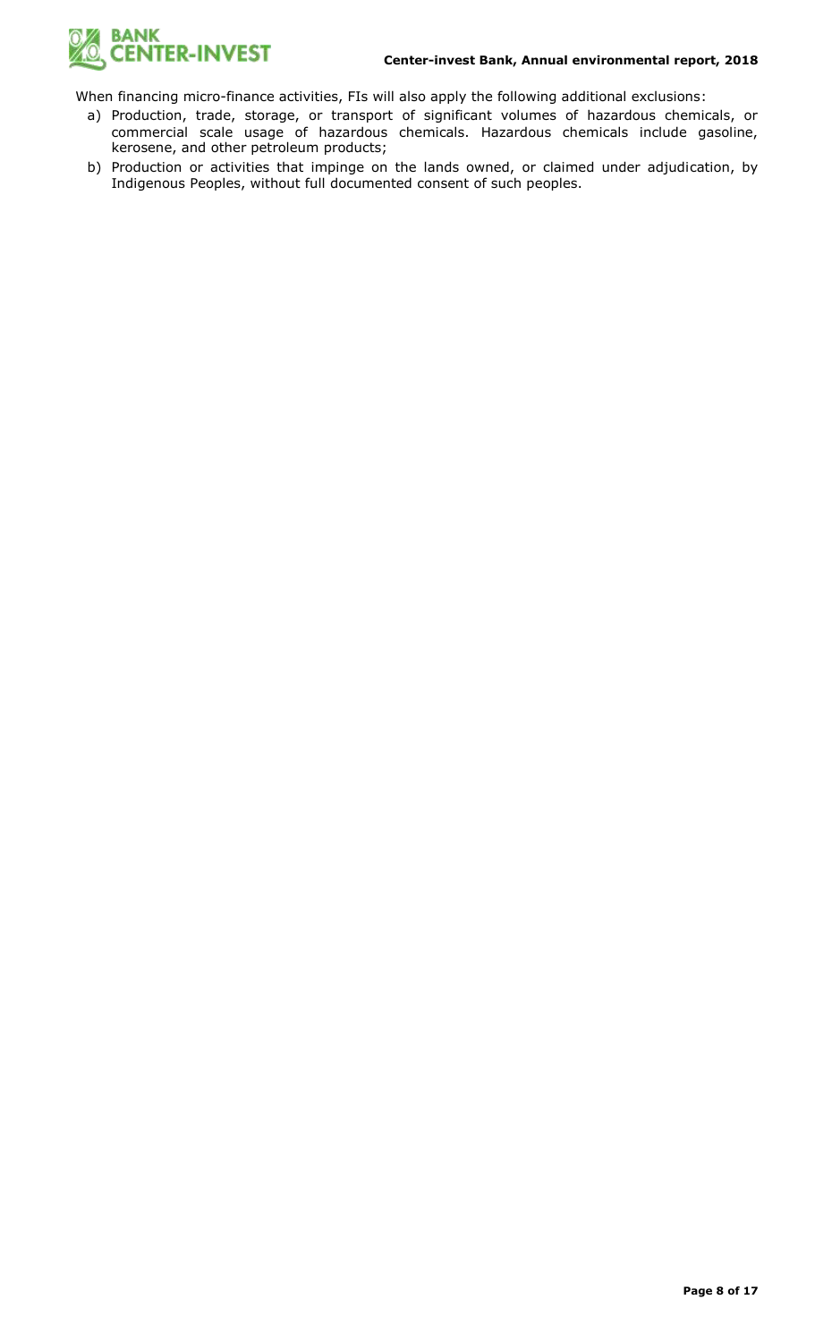When financing micro-finance activities, FIs will also apply the following additional exclusions:

a) Production, trade, storage, or transport of significant volumes of hazardous chemicals, or commercial scale usage of hazardous chemicals. Hazardous chemicals include gasoline, kerosene, and other petroleum products;
b) Production or activities that impinge on the lands owned, or claimed under adjudication, by Indigenous Peoples, without full documented consent of such peoples.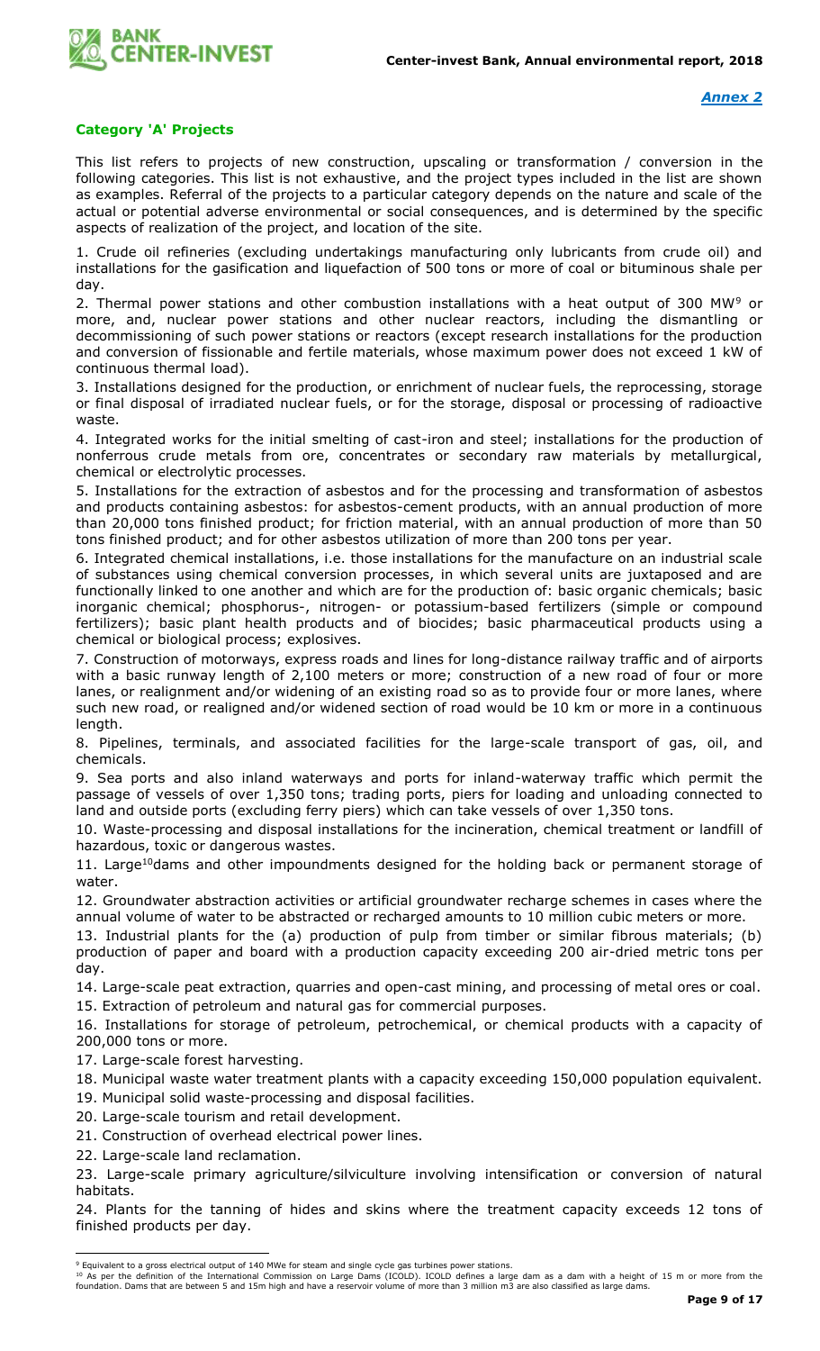*Annex 2*

**Category 'A' Projects**

This list refers to projects of new construction, upscaling or transformation / conversion in the following categories. This list is not exhaustive, and the project types included in the list are shown as examples. Referral of the projects to a particular category depends on the nature and scale of the actual or potential adverse environmental or social consequences, and is determined by the specific aspects of realization of the project, and location of the site.

1. Crude oil refineries (excluding undertakings manufacturing only lubricants from crude oil) and installations for the gasification and liquefaction of 500 tons or more of coal or bituminous shale per day.
2. Thermal power stations and other combustion installations with a heat output of 300 MW[9] or more, and, nuclear power stations and other nuclear reactors, including the dismantling or decommissioning of such power stations or reactors (except research installations for the production and conversion of fissionable and fertile materials, whose maximum power does not exceed 1 kW of continuous thermal load).
3. Installations designed for the production, or enrichment of nuclear fuels, the reprocessing, storage or final disposal of irradiated nuclear fuels, or for the storage, disposal or processing of radioactive waste.
4. Integrated works for the initial smelting of cast-iron and steel; installations for the production of nonferrous crude metals from ore, concentrates or secondary raw materials by metallurgical, chemical or electrolytic processes.
5. Installations for the extraction of asbestos and for the processing and transformation of asbestos and products containing asbestos: for asbestos-cement products, with an annual production of more than 20,000 tons finished product; for friction material, with an annual production of more than 50 tons finished product; and for other asbestos utilization of more than 200 tons per year.
6. Integrated chemical installations, i.e. those installations for the manufacture on an industrial scale of substances using chemical conversion processes, in which several units are juxtaposed and are functionally linked to one another and which are for the production of: basic organic chemicals; basic inorganic chemical; phosphorus-, nitrogen- or potassium-based fertilizers (simple or compound fertilizers); basic plant health products and of biocides; basic pharmaceutical products using a chemical or biological process; explosives.
7. Construction of motorways, express roads and lines for long-distance railway traffic and of airports with a basic runway length of 2,100 meters or more; construction of a new road of four or more lanes, or realignment and/or widening of an existing road so as to provide four or more lanes, where such new road, or realigned and/or widened section of road would be 10 km or more in a continuous length.
8. Pipelines, terminals, and associated facilities for the large-scale transport of gas, oil, and chemicals.
9. Sea ports and also inland waterways and ports for inland-waterway traffic which permit the passage of vessels of over 1,350 tons; trading ports, piers for loading and unloading connected to land and outside ports (excluding ferry piers) which can take vessels of over 1,350 tons.
10. Waste-processing and disposal installations for the incineration, chemical treatment or landfill of hazardous, toxic or dangerous wastes.
11. Large[10] dams and other impoundments designed for the holding back or permanent storage of water.
12. Groundwater abstraction activities or artificial groundwater recharge schemes in cases where the annual volume of water to be abstracted or recharged amounts to 10 million cubic meters or more.
13. Industrial plants for the (a) production of pulp from timber or similar fibrous materials; (b) production of paper and board with a production capacity exceeding 200 air-dried metric tons per day.
14. Large-scale peat extraction, quarries and open-cast mining, and processing of metal ores or coal.
15. Extraction of petroleum and natural gas for commercial purposes.
16. Installations for storage of petroleum, petrochemical, or chemical products with a capacity of 200,000 tons or more.
17. Large-scale forest harvesting.
18. Municipal waste water treatment plants with a capacity exceeding 150,000 population equivalent.
19. Municipal solid waste-processing and disposal facilities.
20. Large-scale tourism and retail development.
21. Construction of overhead electrical power lines.
22. Large-scale land reclamation.
23. Large-scale primary agriculture/silviculture involving intensification or conversion of natural habitats.
24. Plants for the tanning of hides and skins where the treatment capacity exceeds 12 tons of finished products per day.

---

[9] Equivalent to a gross electrical output of 140 MWe for steam and single cycle gas turbines power stations.

[10] As per the definition of the International Commission on Large Dams (ICOLD). ICOLD defines a large dam as a dam with a height of 15 m or more from the foundation. Dams that are between 5 and 15m high and have a reservoir volume of more than 3 million m3 are also classified as large dams.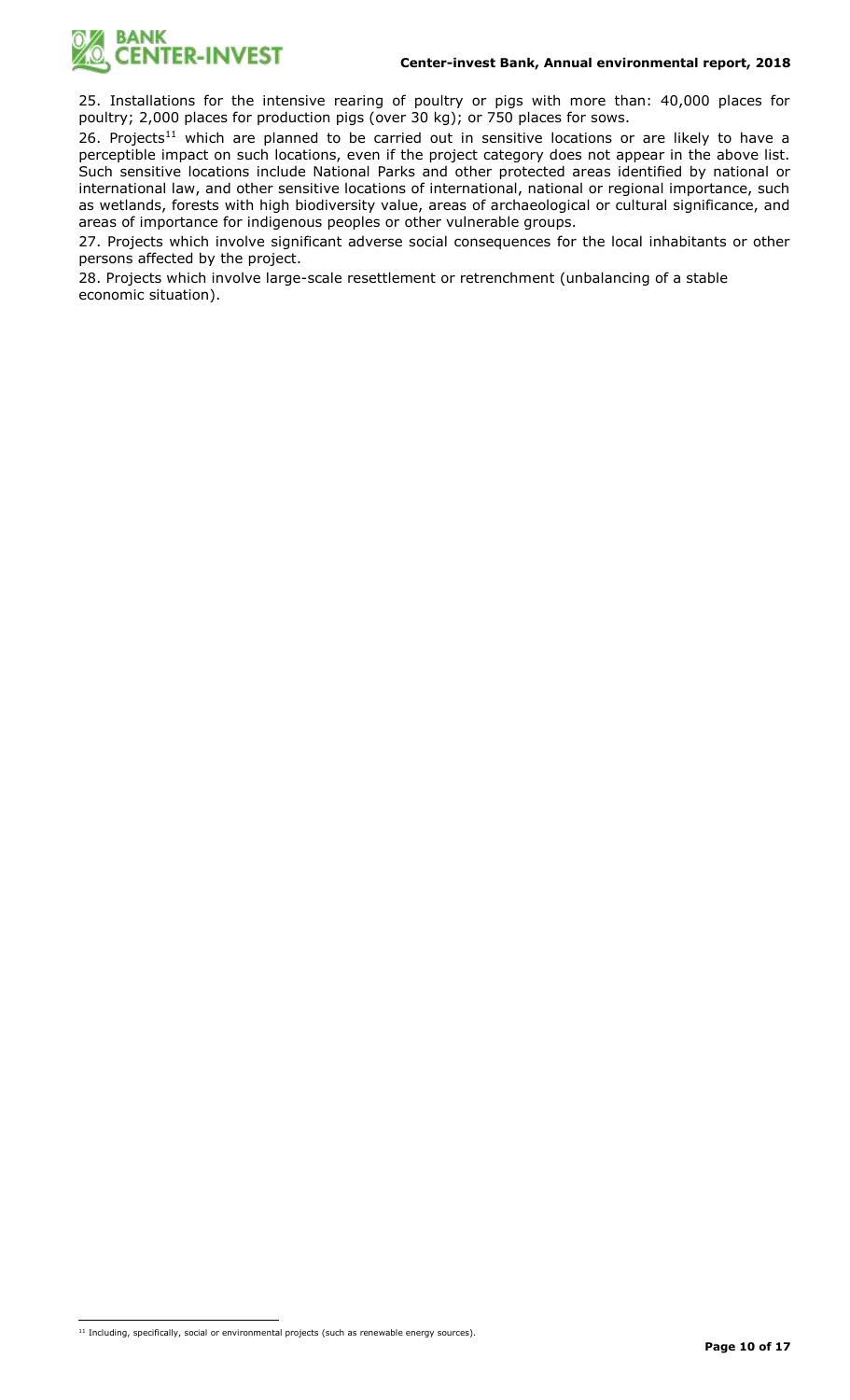25. Installations for the intensive rearing of poultry or pigs with more than: 40,000 places for poultry; 2,000 places for production pigs (over 30 kg); or 750 places for sows.

26. Projects[11] which are planned to be carried out in sensitive locations or are likely to have a perceptible impact on such locations, even if the project category does not appear in the above list. Such sensitive locations include National Parks and other protected areas identified by national or international law, and other sensitive locations of international, national or regional importance, such as wetlands, forests with high biodiversity value, areas of archaeological or cultural significance, and areas of importance for indigenous peoples or other vulnerable groups.

27. Projects which involve significant adverse social consequences for the local inhabitants or other persons affected by the project.

28. Projects which involve large-scale resettlement or retrenchment (unbalancing of a stable economic situation).

[11] Including, specifically, social or environmental projects (such as renewable energy sources).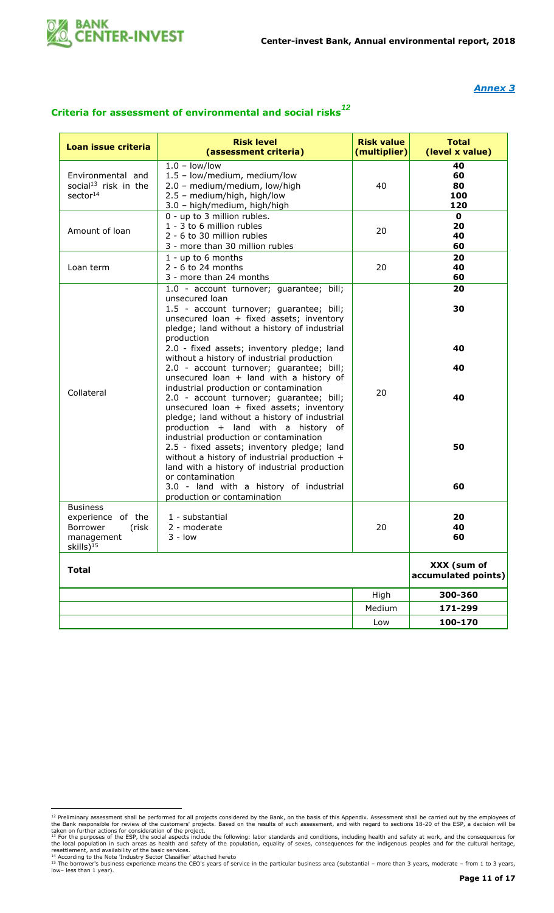*Annex 3*

## Criteria for assessment of environmental and social risks[12]

| Loan issue criteria | Risk level (assessment criteria) | Risk value (multiplier) | Total (level x value) |
|---|---|---|---|
| Environmental and social[13] risk in the sector[14] | 1.0 – low/low<br>1.5 – low/medium, medium/low<br>2.0 – medium/medium, low/high<br>2.5 – medium/high, high/low<br>3.0 – high/medium, high/high | 40 | **40**<br>**60**<br>**80**<br>**100**<br>**120** |
| Amount of loan | 0 - up to 3 million rubles.<br>1 - 3 to 6 million rubles<br>2 - 6 to 30 million rubles<br>3 - more than 30 million rubles | 20 | **0**<br>**20**<br>**40**<br>**60** |
| Loan term | 1 - up to 6 months<br>2 - 6 to 24 months<br>3 - more than 24 months | 20 | **20**<br>**40**<br>**60** |
| Collateral | 1.0 - account turnover; guarantee; bill; unsecured loan<br>1.5 - account turnover; guarantee; bill; unsecured loan + fixed assets; inventory pledge; land without a history of industrial production<br>2.0 - fixed assets; inventory pledge; land without a history of industrial production<br>2.0 - account turnover; guarantee; bill; unsecured loan + land with a history of industrial production or contamination<br>2.0 - account turnover; guarantee; bill; unsecured loan + fixed assets; inventory pledge; land without a history of industrial production + land with a history of industrial production or contamination<br>2.5 - fixed assets; inventory pledge; land without a history of industrial production + land with a history of industrial production or contamination<br>3.0 - land with a history of industrial production or contamination | 20 | **20**<br>**30**<br>**40**<br>**40**<br>**40**<br>**50**<br>**60** |
| Business experience of the Borrower (risk management skills)[15] | 1 - substantial<br>2 - moderate<br>3 - low | 20 | **20**<br>**40**<br>**60** |
| **Total** | | | **XXX (sum of accumulated points)** |
| | | High | **300-360** |
| | | Medium | **171-299** |
| | | Low | **100-170** |

[12] Preliminary assessment shall be performed for all projects considered by the Bank, on the basis of this Appendix. Assessment shall be carried out by the employees of the Bank responsible for review of the customers' projects. Based on the results of such assessment, and with regard to sections 18-20 of the ESP, a decision will be taken on further actions for consideration of the project.

[13] For the purposes of the ESP, the social aspects include the following: labor standards and conditions, including health and safety at work, and the consequences for the local population in such areas as health and safety of the population, equality of sexes, consequences for the indigenous peoples and for the cultural heritage, resettlement, and availability of the basic services.

[14] According to the Note 'Industry Sector Classifier' attached hereto

[15] The borrower's business experience means the CEO's years of service in the particular business area (substantial – more than 3 years, moderate – from 1 to 3 years, low– less than 1 year).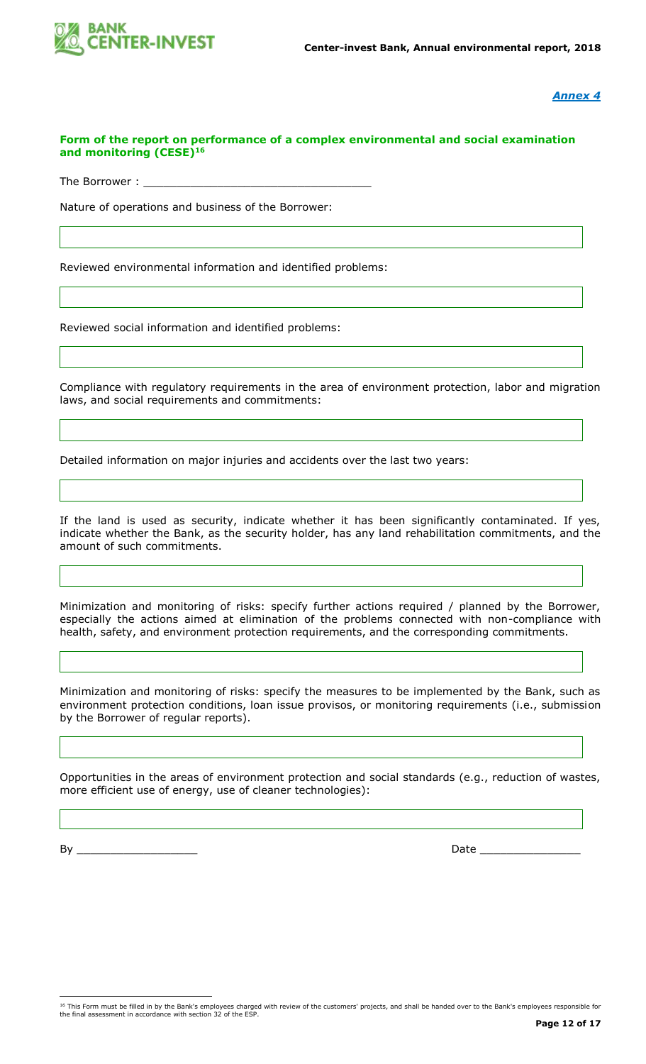*Annex 4*

**Form of the report on performance of a complex environmental and social examination and monitoring (CESE)[16]**

The Borrower : ________________________________

Nature of operations and business of the Borrower:

Reviewed environmental information and identified problems:

Reviewed social information and identified problems:

Compliance with regulatory requirements in the area of environment protection, labor and migration laws, and social requirements and commitments:

Detailed information on major injuries and accidents over the last two years:

If the land is used as security, indicate whether it has been significantly contaminated. If yes, indicate whether the Bank, as the security holder, has any land rehabilitation commitments, and the amount of such commitments.

Minimization and monitoring of risks: specify further actions required / planned by the Borrower, especially the actions aimed at elimination of the problems connected with non-compliance with health, safety, and environment protection requirements, and the corresponding commitments.

Minimization and monitoring of risks: specify the measures to be implemented by the Bank, such as environment protection conditions, loan issue provisos, or monitoring requirements (i.e., submission by the Borrower of regular reports).

Opportunities in the areas of environment protection and social standards (e.g., reduction of wastes, more efficient use of energy, use of cleaner technologies):

By _________________ Date ______________

[16] This Form must be filled in by the Bank's employees charged with review of the customers' projects, and shall be handed over to the Bank's employees responsible for the final assessment in accordance with section 32 of the ESP.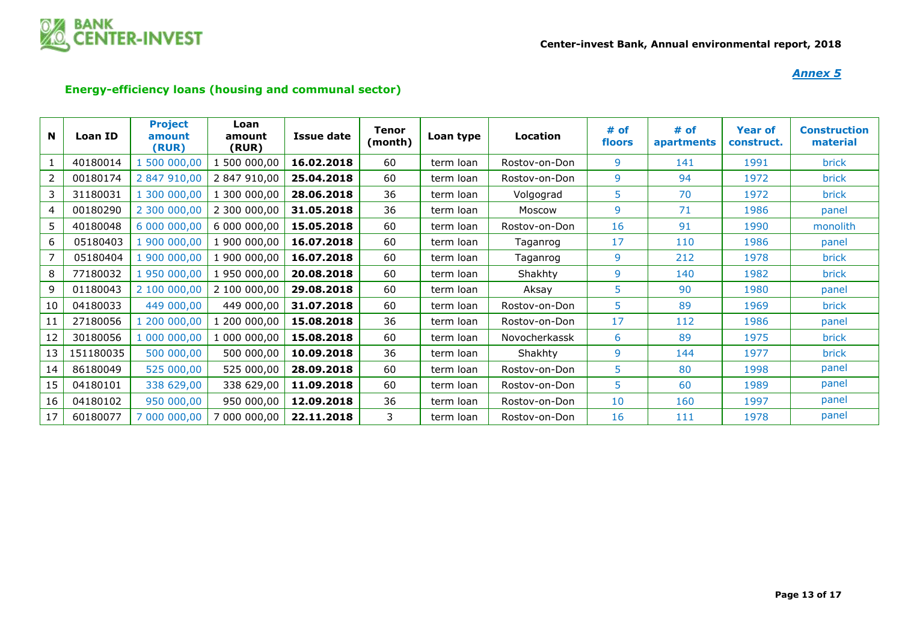*Annex 5*

## Energy-efficiency loans (housing and communal sector)

| N | Loan ID | Project amount (RUR) | Loan amount (RUR) | Issue date | Tenor (month) | Loan type | Location | # of floors | # of apartments | Year of construct. | Construction material |
|---|---|---|---|---|---|---|---|---|---|---|---|
| 1 | 40180014 | 1 500 000,00 | 1 500 000,00 | **16.02.2018** | 60 | term loan | Rostov-on-Don | 9 | 141 | 1991 | brick |
| 2 | 00180174 | 2 847 910,00 | 2 847 910,00 | **25.04.2018** | 60 | term loan | Rostov-on-Don | 9 | 94 | 1972 | brick |
| 3 | 31180031 | 1 300 000,00 | 1 300 000,00 | **28.06.2018** | 36 | term loan | Volgograd | 5 | 70 | 1972 | brick |
| 4 | 00180290 | 2 300 000,00 | 2 300 000,00 | **31.05.2018** | 36 | term loan | Moscow | 9 | 71 | 1986 | panel |
| 5 | 40180048 | 6 000 000,00 | 6 000 000,00 | **15.05.2018** | 60 | term loan | Rostov-on-Don | 16 | 91 | 1990 | monolith |
| 6 | 05180403 | 1 900 000,00 | 1 900 000,00 | **16.07.2018** | 60 | term loan | Taganrog | 17 | 110 | 1986 | panel |
| 7 | 05180404 | 1 900 000,00 | 1 900 000,00 | **16.07.2018** | 60 | term loan | Taganrog | 9 | 212 | 1978 | brick |
| 8 | 77180032 | 1 950 000,00 | 1 950 000,00 | **20.08.2018** | 60 | term loan | Shakhty | 9 | 140 | 1982 | brick |
| 9 | 01180043 | 2 100 000,00 | 2 100 000,00 | **29.08.2018** | 60 | term loan | Aksay | 5 | 90 | 1980 | panel |
| 10 | 04180033 | 449 000,00 | 449 000,00 | **31.07.2018** | 60 | term loan | Rostov-on-Don | 5 | 89 | 1969 | brick |
| 11 | 27180056 | 1 200 000,00 | 1 200 000,00 | **15.08.2018** | 36 | term loan | Rostov-on-Don | 17 | 112 | 1986 | panel |
| 12 | 30180056 | 1 000 000,00 | 1 000 000,00 | **15.08.2018** | 60 | term loan | Novocherkassk | 6 | 89 | 1975 | brick |
| 13 | 151180035 | 500 000,00 | 500 000,00 | **10.09.2018** | 36 | term loan | Shakhty | 9 | 144 | 1977 | brick |
| 14 | 86180049 | 525 000,00 | 525 000,00 | **28.09.2018** | 60 | term loan | Rostov-on-Don | 5 | 80 | 1998 | panel |
| 15 | 04180101 | 338 629,00 | 338 629,00 | **11.09.2018** | 60 | term loan | Rostov-on-Don | 5 | 60 | 1989 | panel |
| 16 | 04180102 | 950 000,00 | 950 000,00 | **12.09.2018** | 36 | term loan | Rostov-on-Don | 10 | 160 | 1997 | panel |
| 17 | 60180077 | 7 000 000,00 | 7 000 000,00 | **22.11.2018** | 3 | term loan | Rostov-on-Don | 16 | 111 | 1978 | panel |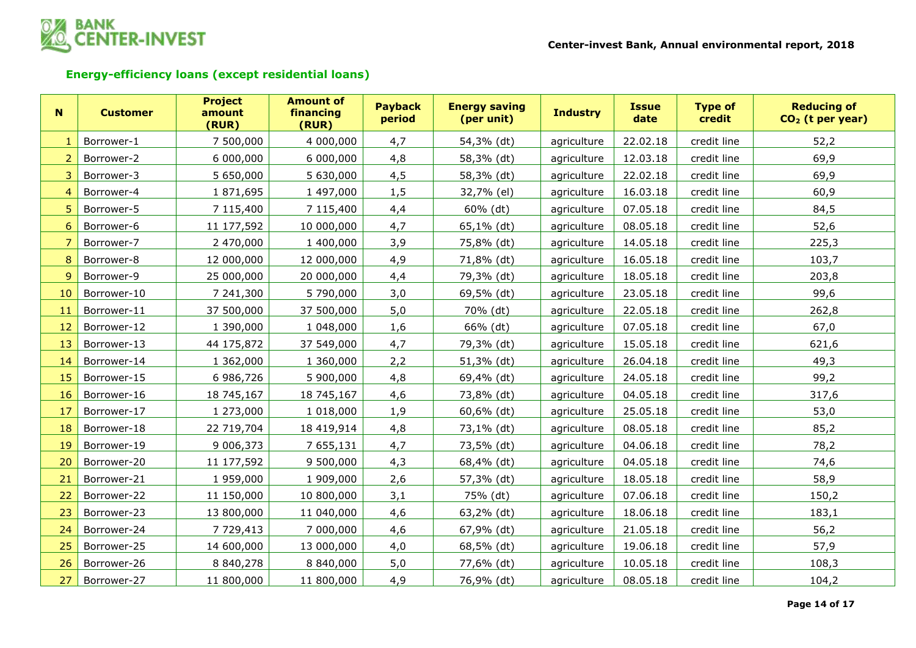## Energy-efficiency loans (except residential loans)

| N | Customer | Project amount (RUR) | Amount of financing (RUR) | Payback period | Energy saving (per unit) | Industry | Issue date | Type of credit | Reducing of $CO_2$ (t per year) |
|---|---|---|---|---|---|---|---|---|---|
| 1 | Borrower-1 | 7 500,000 | 4 000,000 | 4,7 | 54,3% (dt) | agriculture | 22.02.18 | credit line | 52,2 |
| 2 | Borrower-2 | 6 000,000 | 6 000,000 | 4,8 | 58,3% (dt) | agriculture | 12.03.18 | credit line | 69,9 |
| 3 | Borrower-3 | 5 650,000 | 5 630,000 | 4,5 | 58,3% (dt) | agriculture | 22.02.18 | credit line | 69,9 |
| 4 | Borrower-4 | 1 871,695 | 1 497,000 | 1,5 | 32,7% (el) | agriculture | 16.03.18 | credit line | 60,9 |
| 5 | Borrower-5 | 7 115,400 | 7 115,400 | 4,4 | 60% (dt) | agriculture | 07.05.18 | credit line | 84,5 |
| 6 | Borrower-6 | 11 177,592 | 10 000,000 | 4,7 | 65,1% (dt) | agriculture | 08.05.18 | credit line | 52,6 |
| 7 | Borrower-7 | 2 470,000 | 1 400,000 | 3,9 | 75,8% (dt) | agriculture | 14.05.18 | credit line | 225,3 |
| 8 | Borrower-8 | 12 000,000 | 12 000,000 | 4,9 | 71,8% (dt) | agriculture | 16.05.18 | credit line | 103,7 |
| 9 | Borrower-9 | 25 000,000 | 20 000,000 | 4,4 | 79,3% (dt) | agriculture | 18.05.18 | credit line | 203,8 |
| 10 | Borrower-10 | 7 241,300 | 5 790,000 | 3,0 | 69,5% (dt) | agriculture | 23.05.18 | credit line | 99,6 |
| 11 | Borrower-11 | 37 500,000 | 37 500,000 | 5,0 | 70% (dt) | agriculture | 22.05.18 | credit line | 262,8 |
| 12 | Borrower-12 | 1 390,000 | 1 048,000 | 1,6 | 66% (dt) | agriculture | 07.05.18 | credit line | 67,0 |
| 13 | Borrower-13 | 44 175,872 | 37 549,000 | 4,7 | 79,3% (dt) | agriculture | 15.05.18 | credit line | 621,6 |
| 14 | Borrower-14 | 1 362,000 | 1 360,000 | 2,2 | 51,3% (dt) | agriculture | 26.04.18 | credit line | 49,3 |
| 15 | Borrower-15 | 6 986,726 | 5 900,000 | 4,8 | 69,4% (dt) | agriculture | 24.05.18 | credit line | 99,2 |
| 16 | Borrower-16 | 18 745,167 | 18 745,167 | 4,6 | 73,8% (dt) | agriculture | 04.05.18 | credit line | 317,6 |
| 17 | Borrower-17 | 1 273,000 | 1 018,000 | 1,9 | 60,6% (dt) | agriculture | 25.05.18 | credit line | 53,0 |
| 18 | Borrower-18 | 22 719,704 | 18 419,914 | 4,8 | 73,1% (dt) | agriculture | 08.05.18 | credit line | 85,2 |
| 19 | Borrower-19 | 9 006,373 | 7 655,131 | 4,7 | 73,5% (dt) | agriculture | 04.06.18 | credit line | 78,2 |
| 20 | Borrower-20 | 11 177,592 | 9 500,000 | 4,3 | 68,4% (dt) | agriculture | 04.05.18 | credit line | 74,6 |
| 21 | Borrower-21 | 1 959,000 | 1 909,000 | 2,6 | 57,3% (dt) | agriculture | 18.05.18 | credit line | 58,9 |
| 22 | Borrower-22 | 11 150,000 | 10 800,000 | 3,1 | 75% (dt) | agriculture | 07.06.18 | credit line | 150,2 |
| 23 | Borrower-23 | 13 800,000 | 11 040,000 | 4,6 | 63,2% (dt) | agriculture | 18.06.18 | credit line | 183,1 |
| 24 | Borrower-24 | 7 729,413 | 7 000,000 | 4,6 | 67,9% (dt) | agriculture | 21.05.18 | credit line | 56,2 |
| 25 | Borrower-25 | 14 600,000 | 13 000,000 | 4,0 | 68,5% (dt) | agriculture | 19.06.18 | credit line | 57,9 |
| 26 | Borrower-26 | 8 840,278 | 8 840,000 | 5,0 | 77,6% (dt) | agriculture | 10.05.18 | credit line | 108,3 |
| 27 | Borrower-27 | 11 800,000 | 11 800,000 | 4,9 | 76,9% (dt) | agriculture | 08.05.18 | credit line | 104,2 |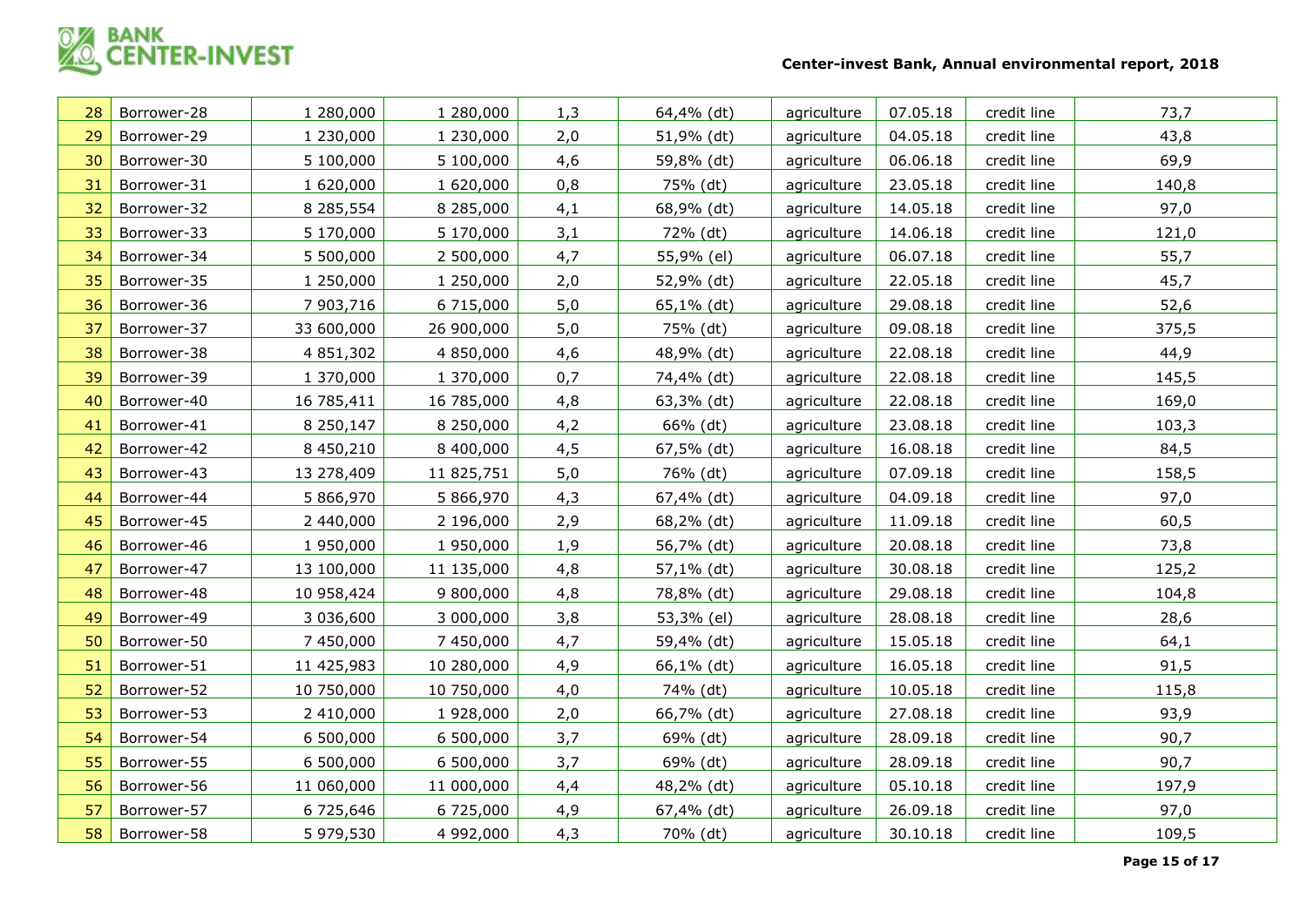| | | | | | | | | | |
|---|---|---|---|---|---|---|---|---|---|
| 28 | Borrower-28 | 1 280,000 | 1 280,000 | 1,3 | 64,4% (dt) | agriculture | 07.05.18 | credit line | 73,7 |
| 29 | Borrower-29 | 1 230,000 | 1 230,000 | 2,0 | 51,9% (dt) | agriculture | 04.05.18 | credit line | 43,8 |
| 30 | Borrower-30 | 5 100,000 | 5 100,000 | 4,6 | 59,8% (dt) | agriculture | 06.06.18 | credit line | 69,9 |
| 31 | Borrower-31 | 1 620,000 | 1 620,000 | 0,8 | 75% (dt) | agriculture | 23.05.18 | credit line | 140,8 |
| 32 | Borrower-32 | 8 285,554 | 8 285,000 | 4,1 | 68,9% (dt) | agriculture | 14.05.18 | credit line | 97,0 |
| 33 | Borrower-33 | 5 170,000 | 5 170,000 | 3,1 | 72% (dt) | agriculture | 14.06.18 | credit line | 121,0 |
| 34 | Borrower-34 | 5 500,000 | 2 500,000 | 4,7 | 55,9% (el) | agriculture | 06.07.18 | credit line | 55,7 |
| 35 | Borrower-35 | 1 250,000 | 1 250,000 | 2,0 | 52,9% (dt) | agriculture | 22.05.18 | credit line | 45,7 |
| 36 | Borrower-36 | 7 903,716 | 6 715,000 | 5,0 | 65,1% (dt) | agriculture | 29.08.18 | credit line | 52,6 |
| 37 | Borrower-37 | 33 600,000 | 26 900,000 | 5,0 | 75% (dt) | agriculture | 09.08.18 | credit line | 375,5 |
| 38 | Borrower-38 | 4 851,302 | 4 850,000 | 4,6 | 48,9% (dt) | agriculture | 22.08.18 | credit line | 44,9 |
| 39 | Borrower-39 | 1 370,000 | 1 370,000 | 0,7 | 74,4% (dt) | agriculture | 22.08.18 | credit line | 145,5 |
| 40 | Borrower-40 | 16 785,411 | 16 785,000 | 4,8 | 63,3% (dt) | agriculture | 22.08.18 | credit line | 169,0 |
| 41 | Borrower-41 | 8 250,147 | 8 250,000 | 4,2 | 66% (dt) | agriculture | 23.08.18 | credit line | 103,3 |
| 42 | Borrower-42 | 8 450,210 | 8 400,000 | 4,5 | 67,5% (dt) | agriculture | 16.08.18 | credit line | 84,5 |
| 43 | Borrower-43 | 13 278,409 | 11 825,751 | 5,0 | 76% (dt) | agriculture | 07.09.18 | credit line | 158,5 |
| 44 | Borrower-44 | 5 866,970 | 5 866,970 | 4,3 | 67,4% (dt) | agriculture | 04.09.18 | credit line | 97,0 |
| 45 | Borrower-45 | 2 440,000 | 2 196,000 | 2,9 | 68,2% (dt) | agriculture | 11.09.18 | credit line | 60,5 |
| 46 | Borrower-46 | 1 950,000 | 1 950,000 | 1,9 | 56,7% (dt) | agriculture | 20.08.18 | credit line | 73,8 |
| 47 | Borrower-47 | 13 100,000 | 11 135,000 | 4,8 | 57,1% (dt) | agriculture | 30.08.18 | credit line | 125,2 |
| 48 | Borrower-48 | 10 958,424 | 9 800,000 | 4,8 | 78,8% (dt) | agriculture | 29.08.18 | credit line | 104,8 |
| 49 | Borrower-49 | 3 036,600 | 3 000,000 | 3,8 | 53,3% (el) | agriculture | 28.08.18 | credit line | 28,6 |
| 50 | Borrower-50 | 7 450,000 | 7 450,000 | 4,7 | 59,4% (dt) | agriculture | 15.05.18 | credit line | 64,1 |
| 51 | Borrower-51 | 11 425,983 | 10 280,000 | 4,9 | 66,1% (dt) | agriculture | 16.05.18 | credit line | 91,5 |
| 52 | Borrower-52 | 10 750,000 | 10 750,000 | 4,0 | 74% (dt) | agriculture | 10.05.18 | credit line | 115,8 |
| 53 | Borrower-53 | 2 410,000 | 1 928,000 | 2,0 | 66,7% (dt) | agriculture | 27.08.18 | credit line | 93,9 |
| 54 | Borrower-54 | 6 500,000 | 6 500,000 | 3,7 | 69% (dt) | agriculture | 28.09.18 | credit line | 90,7 |
| 55 | Borrower-55 | 6 500,000 | 6 500,000 | 3,7 | 69% (dt) | agriculture | 28.09.18 | credit line | 90,7 |
| 56 | Borrower-56 | 11 060,000 | 11 000,000 | 4,4 | 48,2% (dt) | agriculture | 05.10.18 | credit line | 197,9 |
| 57 | Borrower-57 | 6 725,646 | 6 725,000 | 4,9 | 67,4% (dt) | agriculture | 26.09.18 | credit line | 97,0 |
| 58 | Borrower-58 | 5 979,530 | 4 992,000 | 4,3 | 70% (dt) | agriculture | 30.10.18 | credit line | 109,5 |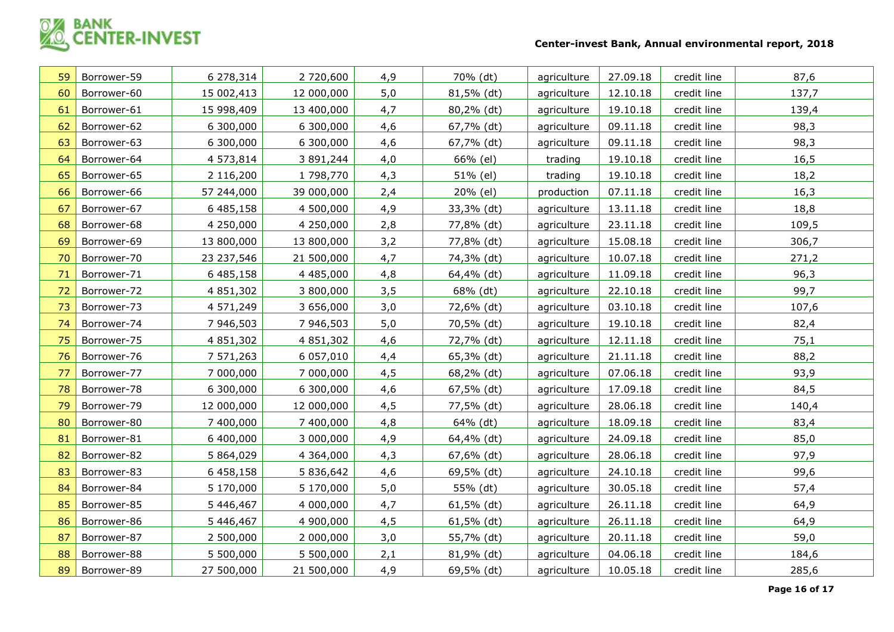| 59 | Borrower-59 | 6 278,314 | 2 720,600 | 4,9 | 70% (dt) | agriculture | 27.09.18 | credit line | 87,6 |
|---|---|---|---|---|---|---|---|---|---|
| 60 | Borrower-60 | 15 002,413 | 12 000,000 | 5,0 | 81,5% (dt) | agriculture | 12.10.18 | credit line | 137,7 |
| 61 | Borrower-61 | 15 998,409 | 13 400,000 | 4,7 | 80,2% (dt) | agriculture | 19.10.18 | credit line | 139,4 |
| 62 | Borrower-62 | 6 300,000 | 6 300,000 | 4,6 | 67,7% (dt) | agriculture | 09.11.18 | credit line | 98,3 |
| 63 | Borrower-63 | 6 300,000 | 6 300,000 | 4,6 | 67,7% (dt) | agriculture | 09.11.18 | credit line | 98,3 |
| 64 | Borrower-64 | 4 573,814 | 3 891,244 | 4,0 | 66% (el) | trading | 19.10.18 | credit line | 16,5 |
| 65 | Borrower-65 | 2 116,200 | 1 798,770 | 4,3 | 51% (el) | trading | 19.10.18 | credit line | 18,2 |
| 66 | Borrower-66 | 57 244,000 | 39 000,000 | 2,4 | 20% (el) | production | 07.11.18 | credit line | 16,3 |
| 67 | Borrower-67 | 6 485,158 | 4 500,000 | 4,9 | 33,3% (dt) | agriculture | 13.11.18 | credit line | 18,8 |
| 68 | Borrower-68 | 4 250,000 | 4 250,000 | 2,8 | 77,8% (dt) | agriculture | 23.11.18 | credit line | 109,5 |
| 69 | Borrower-69 | 13 800,000 | 13 800,000 | 3,2 | 77,8% (dt) | agriculture | 15.08.18 | credit line | 306,7 |
| 70 | Borrower-70 | 23 237,546 | 21 500,000 | 4,7 | 74,3% (dt) | agriculture | 10.07.18 | credit line | 271,2 |
| 71 | Borrower-71 | 6 485,158 | 4 485,000 | 4,8 | 64,4% (dt) | agriculture | 11.09.18 | credit line | 96,3 |
| 72 | Borrower-72 | 4 851,302 | 3 800,000 | 3,5 | 68% (dt) | agriculture | 22.10.18 | credit line | 99,7 |
| 73 | Borrower-73 | 4 571,249 | 3 656,000 | 3,0 | 72,6% (dt) | agriculture | 03.10.18 | credit line | 107,6 |
| 74 | Borrower-74 | 7 946,503 | 7 946,503 | 5,0 | 70,5% (dt) | agriculture | 19.10.18 | credit line | 82,4 |
| 75 | Borrower-75 | 4 851,302 | 4 851,302 | 4,6 | 72,7% (dt) | agriculture | 12.11.18 | credit line | 75,1 |
| 76 | Borrower-76 | 7 571,263 | 6 057,010 | 4,4 | 65,3% (dt) | agriculture | 21.11.18 | credit line | 88,2 |
| 77 | Borrower-77 | 7 000,000 | 7 000,000 | 4,5 | 68,2% (dt) | agriculture | 07.06.18 | credit line | 93,9 |
| 78 | Borrower-78 | 6 300,000 | 6 300,000 | 4,6 | 67,5% (dt) | agriculture | 17.09.18 | credit line | 84,5 |
| 79 | Borrower-79 | 12 000,000 | 12 000,000 | 4,5 | 77,5% (dt) | agriculture | 28.06.18 | credit line | 140,4 |
| 80 | Borrower-80 | 7 400,000 | 7 400,000 | 4,8 | 64% (dt) | agriculture | 18.09.18 | credit line | 83,4 |
| 81 | Borrower-81 | 6 400,000 | 3 000,000 | 4,9 | 64,4% (dt) | agriculture | 24.09.18 | credit line | 85,0 |
| 82 | Borrower-82 | 5 864,029 | 4 364,000 | 4,3 | 67,6% (dt) | agriculture | 28.06.18 | credit line | 97,9 |
| 83 | Borrower-83 | 6 458,158 | 5 836,642 | 4,6 | 69,5% (dt) | agriculture | 24.10.18 | credit line | 99,6 |
| 84 | Borrower-84 | 5 170,000 | 5 170,000 | 5,0 | 55% (dt) | agriculture | 30.05.18 | credit line | 57,4 |
| 85 | Borrower-85 | 5 446,467 | 4 000,000 | 4,7 | 61,5% (dt) | agriculture | 26.11.18 | credit line | 64,9 |
| 86 | Borrower-86 | 5 446,467 | 4 900,000 | 4,5 | 61,5% (dt) | agriculture | 26.11.18 | credit line | 64,9 |
| 87 | Borrower-87 | 2 500,000 | 2 000,000 | 3,0 | 55,7% (dt) | agriculture | 20.11.18 | credit line | 59,0 |
| 88 | Borrower-88 | 5 500,000 | 5 500,000 | 2,1 | 81,9% (dt) | agriculture | 04.06.18 | credit line | 184,6 |
| 89 | Borrower-89 | 27 500,000 | 21 500,000 | 4,9 | 69,5% (dt) | agriculture | 10.05.18 | credit line | 285,6 |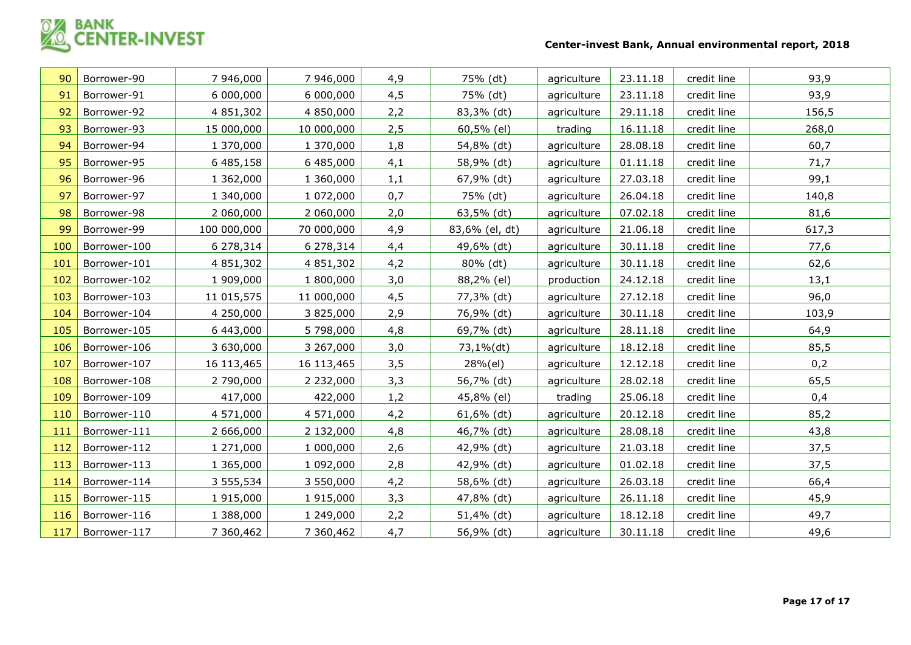| | | | | | | | | | |
|---|---|---|---|---|---|---|---|---|---|
| 90 | Borrower-90 | 7 946,000 | 7 946,000 | 4,9 | 75% (dt) | agriculture | 23.11.18 | credit line | 93,9 |
| 91 | Borrower-91 | 6 000,000 | 6 000,000 | 4,5 | 75% (dt) | agriculture | 23.11.18 | credit line | 93,9 |
| 92 | Borrower-92 | 4 851,302 | 4 850,000 | 2,2 | 83,3% (dt) | agriculture | 29.11.18 | credit line | 156,5 |
| 93 | Borrower-93 | 15 000,000 | 10 000,000 | 2,5 | 60,5% (el) | trading | 16.11.18 | credit line | 268,0 |
| 94 | Borrower-94 | 1 370,000 | 1 370,000 | 1,8 | 54,8% (dt) | agriculture | 28.08.18 | credit line | 60,7 |
| 95 | Borrower-95 | 6 485,158 | 6 485,000 | 4,1 | 58,9% (dt) | agriculture | 01.11.18 | credit line | 71,7 |
| 96 | Borrower-96 | 1 362,000 | 1 360,000 | 1,1 | 67,9% (dt) | agriculture | 27.03.18 | credit line | 99,1 |
| 97 | Borrower-97 | 1 340,000 | 1 072,000 | 0,7 | 75% (dt) | agriculture | 26.04.18 | credit line | 140,8 |
| 98 | Borrower-98 | 2 060,000 | 2 060,000 | 2,0 | 63,5% (dt) | agriculture | 07.02.18 | credit line | 81,6 |
| 99 | Borrower-99 | 100 000,000 | 70 000,000 | 4,9 | 83,6% (el, dt) | agriculture | 21.06.18 | credit line | 617,3 |
| 100 | Borrower-100 | 6 278,314 | 6 278,314 | 4,4 | 49,6% (dt) | agriculture | 30.11.18 | credit line | 77,6 |
| 101 | Borrower-101 | 4 851,302 | 4 851,302 | 4,2 | 80% (dt) | agriculture | 30.11.18 | credit line | 62,6 |
| 102 | Borrower-102 | 1 909,000 | 1 800,000 | 3,0 | 88,2% (el) | production | 24.12.18 | credit line | 13,1 |
| 103 | Borrower-103 | 11 015,575 | 11 000,000 | 4,5 | 77,3% (dt) | agriculture | 27.12.18 | credit line | 96,0 |
| 104 | Borrower-104 | 4 250,000 | 3 825,000 | 2,9 | 76,9% (dt) | agriculture | 30.11.18 | credit line | 103,9 |
| 105 | Borrower-105 | 6 443,000 | 5 798,000 | 4,8 | 69,7% (dt) | agriculture | 28.11.18 | credit line | 64,9 |
| 106 | Borrower-106 | 3 630,000 | 3 267,000 | 3,0 | 73,1%(dt) | agriculture | 18.12.18 | credit line | 85,5 |
| 107 | Borrower-107 | 16 113,465 | 16 113,465 | 3,5 | 28%(el) | agriculture | 12.12.18 | credit line | 0,2 |
| 108 | Borrower-108 | 2 790,000 | 2 232,000 | 3,3 | 56,7% (dt) | agriculture | 28.02.18 | credit line | 65,5 |
| 109 | Borrower-109 | 417,000 | 422,000 | 1,2 | 45,8% (el) | trading | 25.06.18 | credit line | 0,4 |
| 110 | Borrower-110 | 4 571,000 | 4 571,000 | 4,2 | 61,6% (dt) | agriculture | 20.12.18 | credit line | 85,2 |
| 111 | Borrower-111 | 2 666,000 | 2 132,000 | 4,8 | 46,7% (dt) | agriculture | 28.08.18 | credit line | 43,8 |
| 112 | Borrower-112 | 1 271,000 | 1 000,000 | 2,6 | 42,9% (dt) | agriculture | 21.03.18 | credit line | 37,5 |
| 113 | Borrower-113 | 1 365,000 | 1 092,000 | 2,8 | 42,9% (dt) | agriculture | 01.02.18 | credit line | 37,5 |
| 114 | Borrower-114 | 3 555,534 | 3 550,000 | 4,2 | 58,6% (dt) | agriculture | 26.03.18 | credit line | 66,4 |
| 115 | Borrower-115 | 1 915,000 | 1 915,000 | 3,3 | 47,8% (dt) | agriculture | 26.11.18 | credit line | 45,9 |
| 116 | Borrower-116 | 1 388,000 | 1 249,000 | 2,2 | 51,4% (dt) | agriculture | 18.12.18 | credit line | 49,7 |
| 117 | Borrower-117 | 7 360,462 | 7 360,462 | 4,7 | 56,9% (dt) | agriculture | 30.11.18 | credit line | 49,6 |